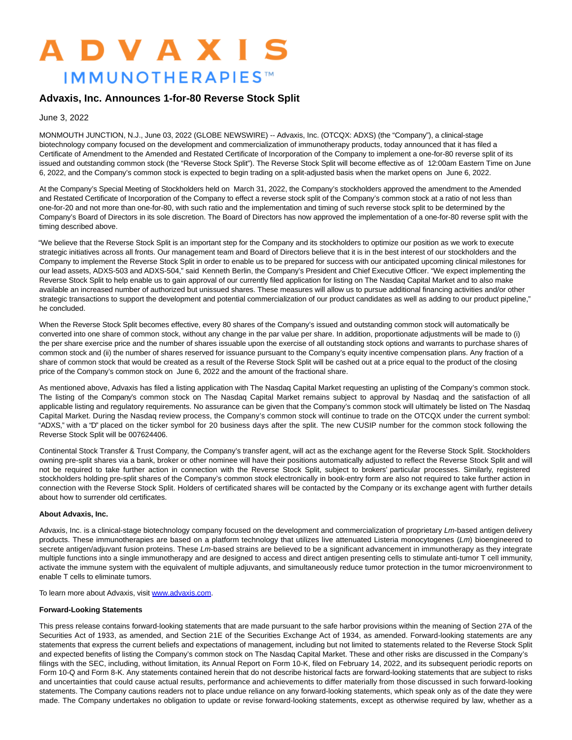# ADVAXIS IMMUNOTHERAPIES™

## Advaxis, Inc. Announces 1-for-80 Reverse Stock Split

June 3, 2022

MONMOUTH JUNCTION, N.J., June 03, 2022 (GLOBE NEWSWIRE) -- Advaxis, Inc. (OTCQX: ADXS) (the "Company"), a clinical-stage biotechnology company focused on the development and commercialization of immunotherapy products, today announced that it has filed a Certificate of Amendment to the Amended and Restated Certificate of Incorporation of the Company to implement a one-for-80 reverse split of its issued and outstanding common stock (the "Reverse Stock Split"). The Reverse Stock Split will become effective as of 12:00am Eastern Time on June 6, 2022, and the Company's common stock is expected to begin trading on a split-adjusted basis when the market opens on June 6, 2022.

At the Company's Special Meeting of Stockholders held on March 31, 2022, the Company's stockholders approved the amendment to the Amended and Restated Certificate of Incorporation of the Company to effect a reverse stock split of the Company's common stock at a ratio of not less than one-for-20 and not more than one-for-80, with such ratio and the implementation and timing of such reverse stock split to be determined by the Company's Board of Directors in its sole discretion. The Board of Directors has now approved the implementation of a one-for-80 reverse split with the timing described above.

"We believe that the Reverse Stock Split is an important step for the Company and its stockholders to optimize our position as we work to execute strategic initiatives across all fronts. Our management team and Board of Directors believe that it is in the best interest of our stockholders and the Company to implement the Reverse Stock Split in order to enable us to be prepared for success with our anticipated upcoming clinical milestones for our lead assets, ADXS-503 and ADXS-504," said Kenneth Berlin, the Company's President and Chief Executive Officer. "We expect implementing the Reverse Stock Split to help enable us to gain approval of our currently filed application for listing on The Nasdaq Capital Market and to also make available an increased number of authorized but unissued shares. These measures will allow us to pursue additional financing activities and/or other strategic transactions to support the development and potential commercialization of our product candidates as well as adding to our product pipeline," he concluded.

When the Reverse Stock Split becomes effective, every 80 shares of the Company's issued and outstanding common stock will automatically be converted into one share of common stock, without any change in the par value per share. In addition, proportionate adjustments will be made to (i) the per share exercise price and the number of shares issuable upon the exercise of all outstanding stock options and warrants to purchase shares of common stock and (ii) the number of shares reserved for issuance pursuant to the Company's equity incentive compensation plans. Any fraction of a share of common stock that would be created as a result of the Reverse Stock Split will be cashed out at a price equal to the product of the closing price of the Company's common stock on June 6, 2022 and the amount of the fractional share.

As mentioned above, Advaxis has filed a listing application with The Nasdaq Capital Market requesting an uplisting of the Company's common stock. The listing of the Company's common stock on The Nasdaq Capital Market remains subject to approval by Nasdaq and the satisfaction of all applicable listing and regulatory requirements. No assurance can be given that the Company's common stock will ultimately be listed on The Nasdaq Capital Market. During the Nasdaq review process, the Company's common stock will continue to trade on the OTCQX under the current symbol: "ADXS," with a "D" placed on the ticker symbol for 20 business days after the split. The new CUSIP number for the common stock following the Reverse Stock Split will be 007624406.

Continental Stock Transfer & Trust Company, the Company's transfer agent, will act as the exchange agent for the Reverse Stock Split. Stockholders owning pre-split shares via a bank, broker or other nominee will have their positions automatically adjusted to reflect the Reverse Stock Split and will not be required to take further action in connection with the Reverse Stock Split, subject to brokers' particular processes. Similarly, registered stockholders holding pre-split shares of the Company's common stock electronically in book-entry form are also not required to take further action in connection with the Reverse Stock Split. Holders of certificated shares will be contacted by the Company or its exchange agent with further details about how to surrender old certificates.

**About Advaxis, Inc.**

Advaxis, Inc. is a clinical-stage biotechnology company focused on the development and commercialization of proprietary *Lm*-based antigen delivery products. These immunotherapies are based on a platform technology that utilizes live attenuated Listeria monocytogenes (*Lm*) bioengineered to secrete antigen/adjuvant fusion proteins. These *Lm*-based strains are believed to be a significant advancement in immunotherapy as they integrate multiple functions into a single immunotherapy and are designed to access and direct antigen presenting cells to stimulate anti-tumor T cell immunity, activate the immune system with the equivalent of multiple adjuvants, and simultaneously reduce tumor protection in the tumor microenvironment to enable T cells to eliminate tumors.

To learn more about Advaxis, visit www.advaxis.com.

**Forward-Looking Statements**

This press release contains forward-looking statements that are made pursuant to the safe harbor provisions within the meaning of Section 27A of the Securities Act of 1933, as amended, and Section 21E of the Securities Exchange Act of 1934, as amended. Forward-looking statements are any statements that express the current beliefs and expectations of management, including but not limited to statements related to the Reverse Stock Split and expected benefits of listing the Company's common stock on The Nasdaq Capital Market. These and other risks are discussed in the Company's filings with the SEC, including, without limitation, its Annual Report on Form 10-K, filed on February 14, 2022, and its subsequent periodic reports on Form 10-Q and Form 8-K. Any statements contained herein that do not describe historical facts are forward-looking statements that are subject to risks and uncertainties that could cause actual results, performance and achievements to differ materially from those discussed in such forward-looking statements. The Company cautions readers not to place undue reliance on any forward-looking statements, which speak only as of the date they were made. The Company undertakes no obligation to update or revise forward-looking statements, except as otherwise required by law, whether as a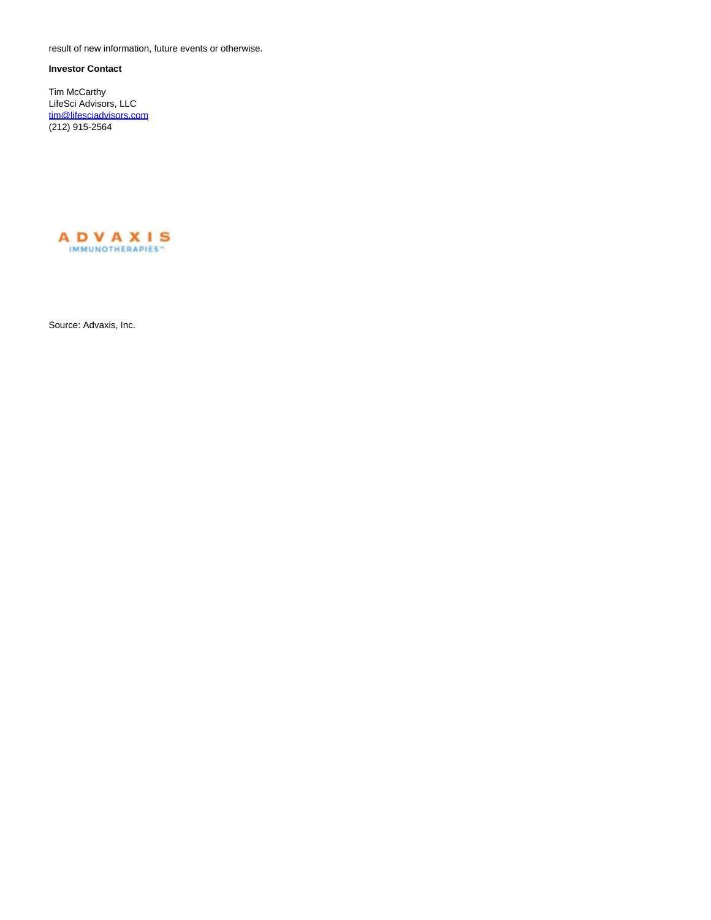result of new information, future events or otherwise.

**Investor Contact**

Tim McCarthy
LifeSci Advisors, LLC
tim@lifesciadvisors.com
(212) 915-2564

ADVAXIS
IMMUNOTHERAPIES™

Source: Advaxis, Inc.